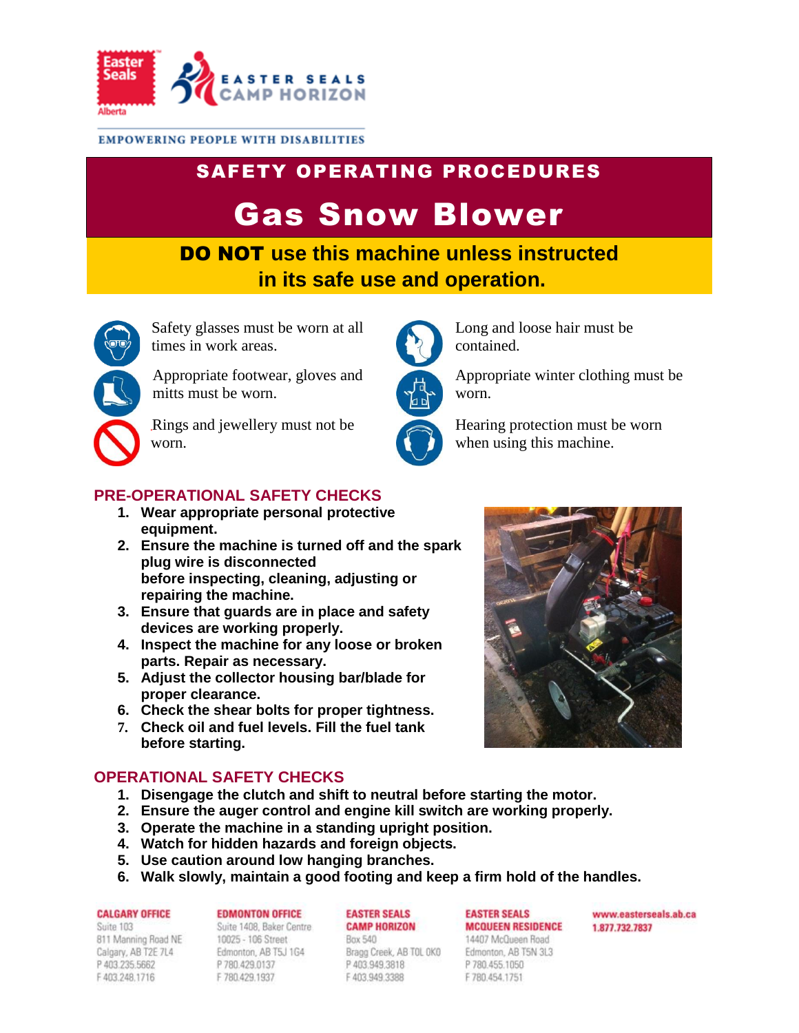EMPOWERING PEOPLE WITH DISABILITIES

# SAFETY OPERATING PROCEDURES

# Gas Snow Blower

**DO NOT use this machine unless instructed in its safe use and operation.**

Safety glasses must be worn at all times in work areas.

Appropriate footwear, gloves and mitts must be worn.

Rings and jewellery must not be worn.

Long and loose hair must be contained.

Appropriate winter clothing must be worn.

Hearing protection must be worn when using this machine.

## PRE-OPERATIONAL SAFETY CHECKS

1. **Wear appropriate personal protective equipment.**
2. **Ensure the machine is turned off and the spark plug wire is disconnected before inspecting, cleaning, adjusting or repairing the machine.**
3. **Ensure that guards are in place and safety devices are working properly.**
4. **Inspect the machine for any loose or broken parts. Repair as necessary.**
5. **Adjust the collector housing bar/blade for proper clearance.**
6. **Check the shear bolts for proper tightness.**
7. **Check oil and fuel levels. Fill the fuel tank before starting.**

## OPERATIONAL SAFETY CHECKS

1. **Disengage the clutch and shift to neutral before starting the motor.**
2. **Ensure the auger control and engine kill switch are working properly.**
3. **Operate the machine in a standing upright position.**
4. **Watch for hidden hazards and foreign objects.**
5. **Use caution around low hanging branches.**
6. **Walk slowly, maintain a good footing and keep a firm hold of the handles.**

**CALGARY OFFICE**
Suite 103
811 Manning Road NE
Calgary, AB T2E 7L4
P 403.235.5662
F 403.248.1716

**EDMONTON OFFICE**
Suite 1408, Baker Centre
10025 - 106 Street
Edmonton, AB T5J 1G4
P 780.429.0137
F 780.429.1937

**EASTER SEALS CAMP HORIZON**
Box 540
Bragg Creek, AB T0L 0K0
P 403.949.3818
F 403.949.3388

**EASTER SEALS MCQUEEN RESIDENCE**
14407 McQueen Road
Edmonton, AB T5N 3L3
P 780.455.1050
F 780.454.1751

**www.easterseals.ab.ca**
**1.877.732.7837**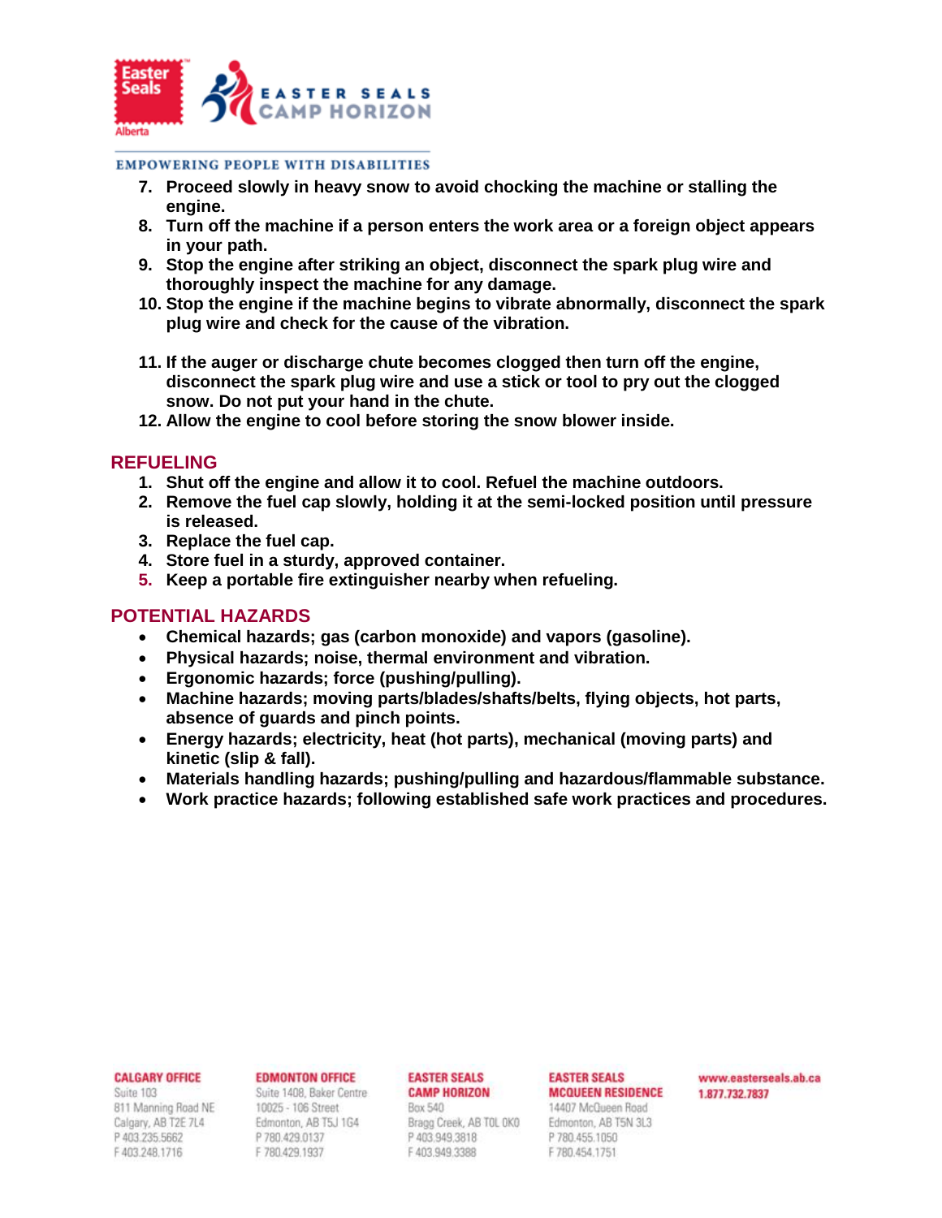7. Proceed slowly in heavy snow to avoid chocking the machine or stalling the engine.
8. Turn off the machine if a person enters the work area or a foreign object appears in your path.
9. Stop the engine after striking an object, disconnect the spark plug wire and thoroughly inspect the machine for any damage.
10. Stop the engine if the machine begins to vibrate abnormally, disconnect the spark plug wire and check for the cause of the vibration.

11. If the auger or discharge chute becomes clogged then turn off the engine, disconnect the spark plug wire and use a stick or tool to pry out the clogged snow. Do not put your hand in the chute.
12. Allow the engine to cool before storing the snow blower inside.

## REFUELING

1. Shut off the engine and allow it to cool. Refuel the machine outdoors.
2. Remove the fuel cap slowly, holding it at the semi-locked position until pressure is released.
3. Replace the fuel cap.
4. Store fuel in a sturdy, approved container.
5. Keep a portable fire extinguisher nearby when refueling.

## POTENTIAL HAZARDS

- Chemical hazards; gas (carbon monoxide) and vapors (gasoline).
- Physical hazards; noise, thermal environment and vibration.
- Ergonomic hazards; force (pushing/pulling).
- Machine hazards; moving parts/blades/shafts/belts, flying objects, hot parts, absence of guards and pinch points.
- Energy hazards; electricity, heat (hot parts), mechanical (moving parts) and kinetic (slip & fall).
- Materials handling hazards; pushing/pulling and hazardous/flammable substance.
- Work practice hazards; following established safe work practices and procedures.